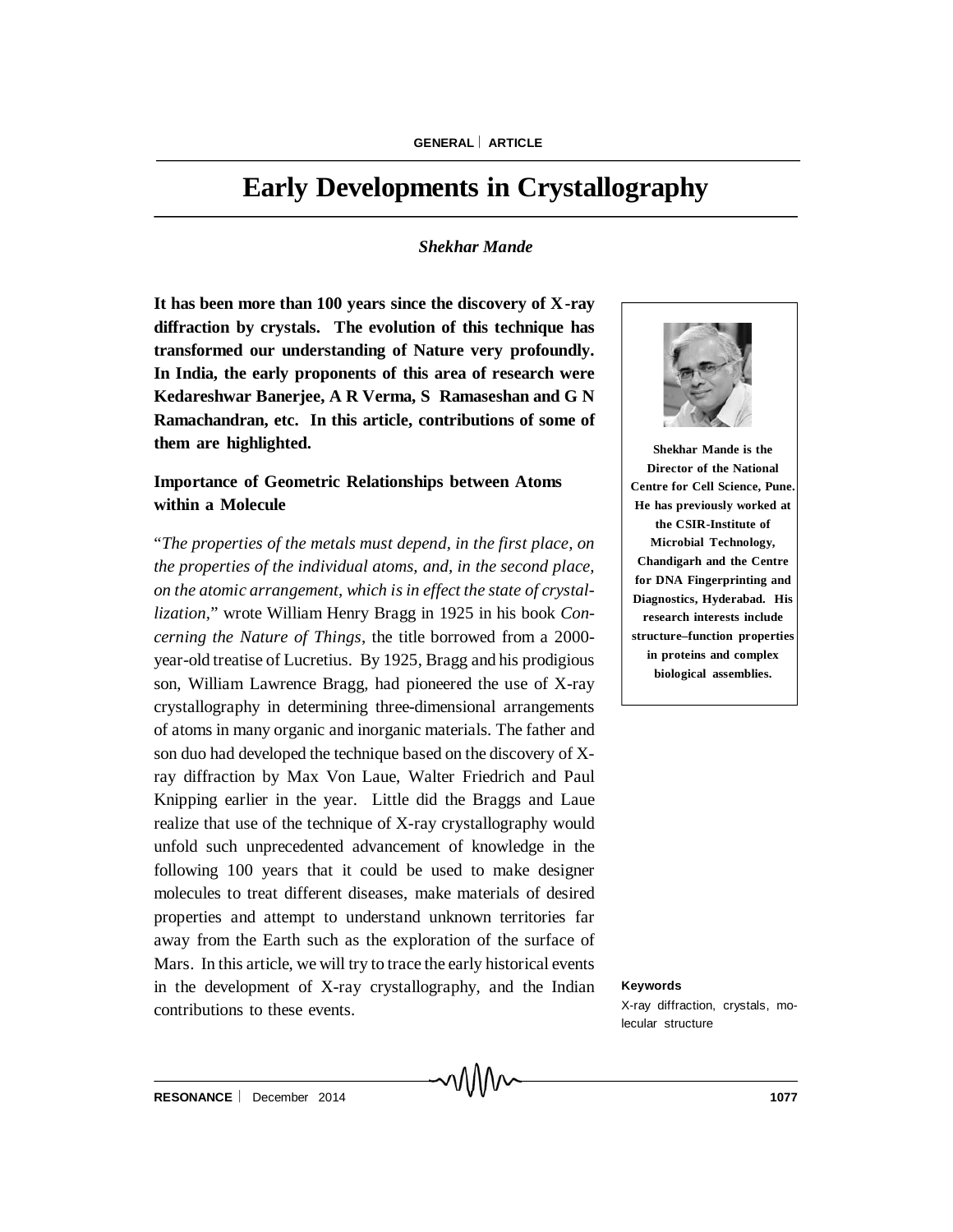# Early Developments in Crystallography

*Shekhar Mande*

**It has been more than 100 years since the discovery of X-ray diffraction by crystals. The evolution of this technique has transformed our understanding of Nature very profoundly. In India, the early proponents of this area of research were Kedareshwar Banerjee, A R Verma, S Ramaseshan and G N Ramachandran, etc. In this article, contributions of some of them are highlighted.**

**Shekhar Mande is the Director of the National Centre for Cell Science, Pune. He has previously worked at the CSIR-Institute of Microbial Technology, Chandigarh and the Centre for DNA Fingerprinting and Diagnostics, Hyderabad. His research interests include structure–function properties in proteins and complex biological assemblies.**

## Importance of Geometric Relationships between Atoms within a Molecule

"*The properties of the metals must depend, in the first place, on the properties of the individual atoms, and, in the second place, on the atomic arrangement, which is in effect the state of crystallization,*" wrote William Henry Bragg in 1925 in his book *Concerning the Nature of Things*, the title borrowed from a 2000-year-old treatise of Lucretius. By 1925, Bragg and his prodigious son, William Lawrence Bragg, had pioneered the use of X-ray crystallography in determining three-dimensional arrangements of atoms in many organic and inorganic materials. The father and son duo had developed the technique based on the discovery of X-ray diffraction by Max Von Laue, Walter Friedrich and Paul Knipping earlier in the year. Little did the Braggs and Laue realize that use of the technique of X-ray crystallography would unfold such unprecedented advancement of knowledge in the following 100 years that it could be used to make designer molecules to treat different diseases, make materials of desired properties and attempt to understand unknown territories far away from the Earth such as the exploration of the surface of Mars. In this article, we will try to trace the early historical events in the development of X-ray crystallography, and the Indian contributions to these events.

**Keywords**

X-ray diffraction, crystals, molecular structure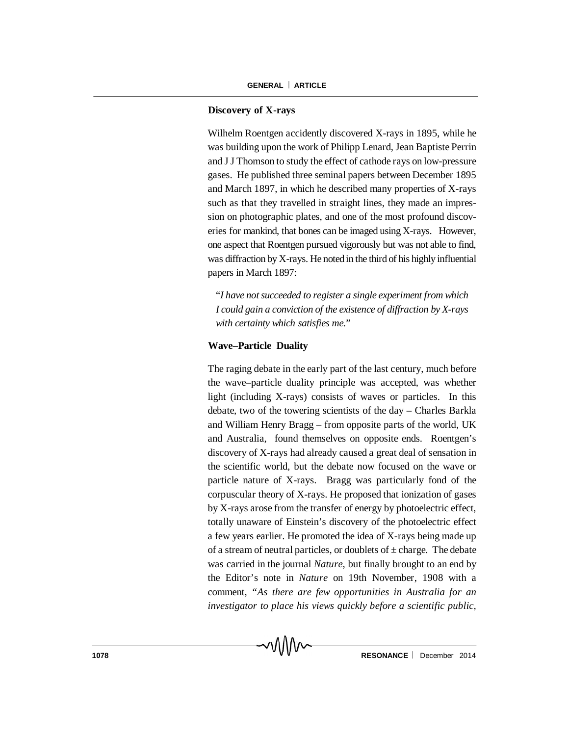### Discovery of X-rays

Wilhelm Roentgen accidently discovered X-rays in 1895, while he was building upon the work of Philipp Lenard, Jean Baptiste Perrin and J J Thomson to study the effect of cathode rays on low-pressure gases. He published three seminal papers between December 1895 and March 1897, in which he described many properties of X-rays such as that they travelled in straight lines, they made an impression on photographic plates, and one of the most profound discoveries for mankind, that bones can be imaged using X-rays. However, one aspect that Roentgen pursued vigorously but was not able to find, was diffraction by X-rays. He noted in the third of his highly influential papers in March 1897:

> "*I have not succeeded to register a single experiment from which I could gain a conviction of the existence of diffraction by X-rays with certainty which satisfies me.*"

### Wave–Particle Duality

The raging debate in the early part of the last century, much before the wave–particle duality principle was accepted, was whether light (including X-rays) consists of waves or particles. In this debate, two of the towering scientists of the day – Charles Barkla and William Henry Bragg – from opposite parts of the world, UK and Australia, found themselves on opposite ends. Roentgen's discovery of X-rays had already caused a great deal of sensation in the scientific world, but the debate now focused on the wave or particle nature of X-rays. Bragg was particularly fond of the corpuscular theory of X-rays. He proposed that ionization of gases by X-rays arose from the transfer of energy by photoelectric effect, totally unaware of Einstein's discovery of the photoelectric effect a few years earlier. He promoted the idea of X-rays being made up of a stream of neutral particles, or doublets of ± charge. The debate was carried in the journal *Nature*, but finally brought to an end by the Editor's note in *Nature* on 19th November, 1908 with a comment, "*As there are few opportunities in Australia for an investigator to place his views quickly before a scientific public,*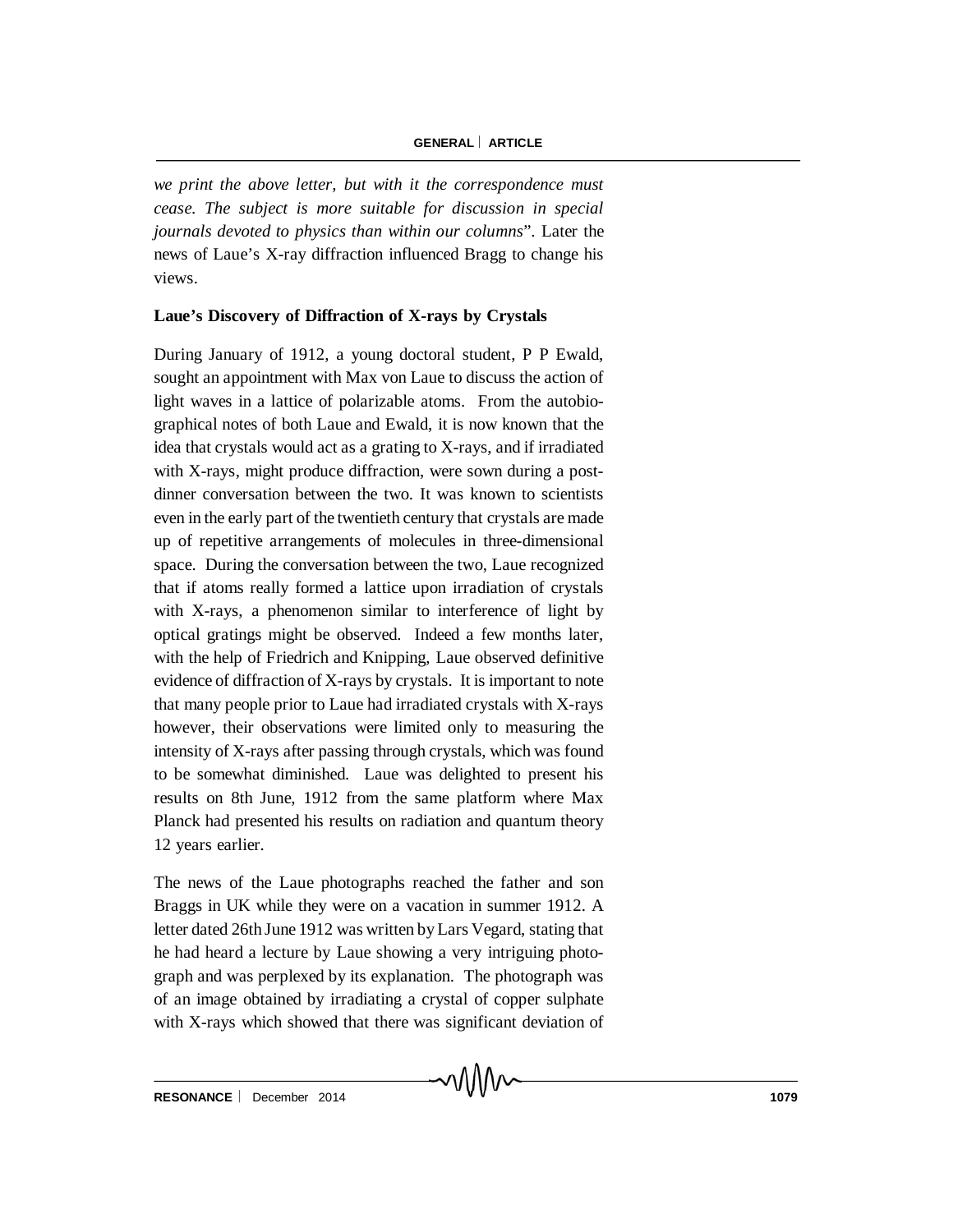*we print the above letter, but with it the correspondence must cease. The subject is more suitable for discussion in special journals devoted to physics than within our columns*". Later the news of Laue's X-ray diffraction influenced Bragg to change his views.

**Laue's Discovery of Diffraction of X-rays by Crystals**

During January of 1912, a young doctoral student, P P Ewald, sought an appointment with Max von Laue to discuss the action of light waves in a lattice of polarizable atoms. From the autobiographical notes of both Laue and Ewald, it is now known that the idea that crystals would act as a grating to X-rays, and if irradiated with X-rays, might produce diffraction, were sown during a post-dinner conversation between the two. It was known to scientists even in the early part of the twentieth century that crystals are made up of repetitive arrangements of molecules in three-dimensional space. During the conversation between the two, Laue recognized that if atoms really formed a lattice upon irradiation of crystals with X-rays, a phenomenon similar to interference of light by optical gratings might be observed. Indeed a few months later, with the help of Friedrich and Knipping, Laue observed definitive evidence of diffraction of X-rays by crystals. It is important to note that many people prior to Laue had irradiated crystals with X-rays however, their observations were limited only to measuring the intensity of X-rays after passing through crystals, which was found to be somewhat diminished. Laue was delighted to present his results on 8th June, 1912 from the same platform where Max Planck had presented his results on radiation and quantum theory 12 years earlier.

The news of the Laue photographs reached the father and son Braggs in UK while they were on a vacation in summer 1912. A letter dated 26th June 1912 was written by Lars Vegard, stating that he had heard a lecture by Laue showing a very intriguing photograph and was perplexed by its explanation. The photograph was of an image obtained by irradiating a crystal of copper sulphate with X-rays which showed that there was significant deviation of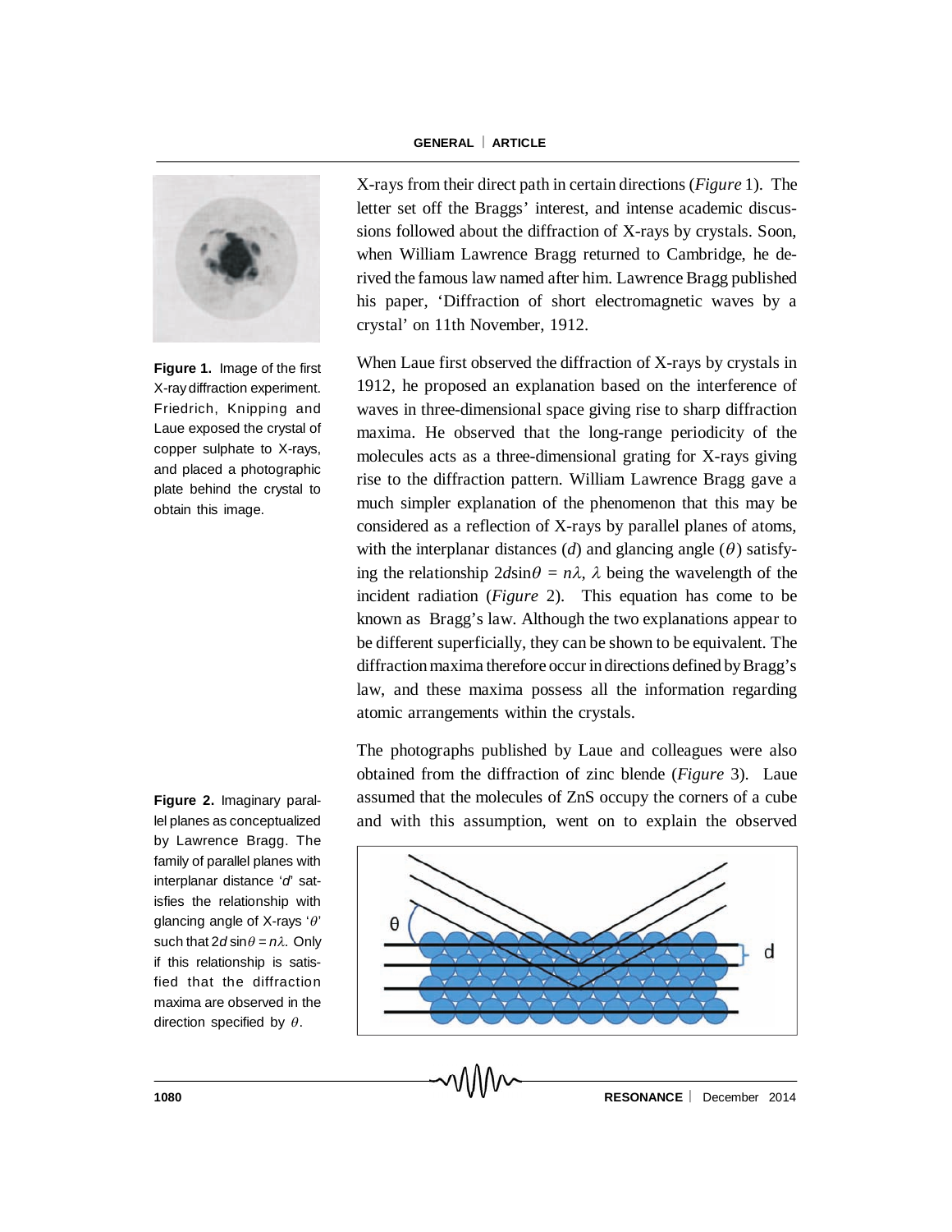X-rays from their direct path in certain directions (*Figure* 1). The letter set off the Braggs' interest, and intense academic discussions followed about the diffraction of X-rays by crystals. Soon, when William Lawrence Bragg returned to Cambridge, he derived the famous law named after him. Lawrence Bragg published his paper, 'Diffraction of short electromagnetic waves by a crystal' on 11th November, 1912.

**Figure 1.** Image of the first X-ray diffraction experiment. Friedrich, Knipping and Laue exposed the crystal of copper sulphate to X-rays, and placed a photographic plate behind the crystal to obtain this image.

When Laue first observed the diffraction of X-rays by crystals in 1912, he proposed an explanation based on the interference of waves in three-dimensional space giving rise to sharp diffraction maxima. He observed that the long-range periodicity of the molecules acts as a three-dimensional grating for X-rays giving rise to the diffraction pattern. William Lawrence Bragg gave a much simpler explanation of the phenomenon that this may be considered as a reflection of X-rays by parallel planes of atoms, with the interplanar distances ($d$) and glancing angle ($\theta$) satisfying the relationship $2d\sin\theta = n\lambda$, $\lambda$ being the wavelength of the incident radiation (*Figure* 2). This equation has come to be known as Bragg's law. Although the two explanations appear to be different superficially, they can be shown to be equivalent. The diffraction maxima therefore occur in directions defined by Bragg's law, and these maxima possess all the information regarding atomic arrangements within the crystals.

The photographs published by Laue and colleagues were also obtained from the diffraction of zinc blende (*Figure* 3). Laue assumed that the molecules of ZnS occupy the corners of a cube and with this assumption, went on to explain the observed

**Figure 2.** Imaginary parallel planes as conceptualized by Lawrence Bragg. The family of parallel planes with interplanar distance '$d$' satisfies the relationship with glancing angle of X-rays '$\theta$' such that $2d\sin\theta = n\lambda$. Only if this relationship is satisfied that the diffraction maxima are observed in the direction specified by $\theta$.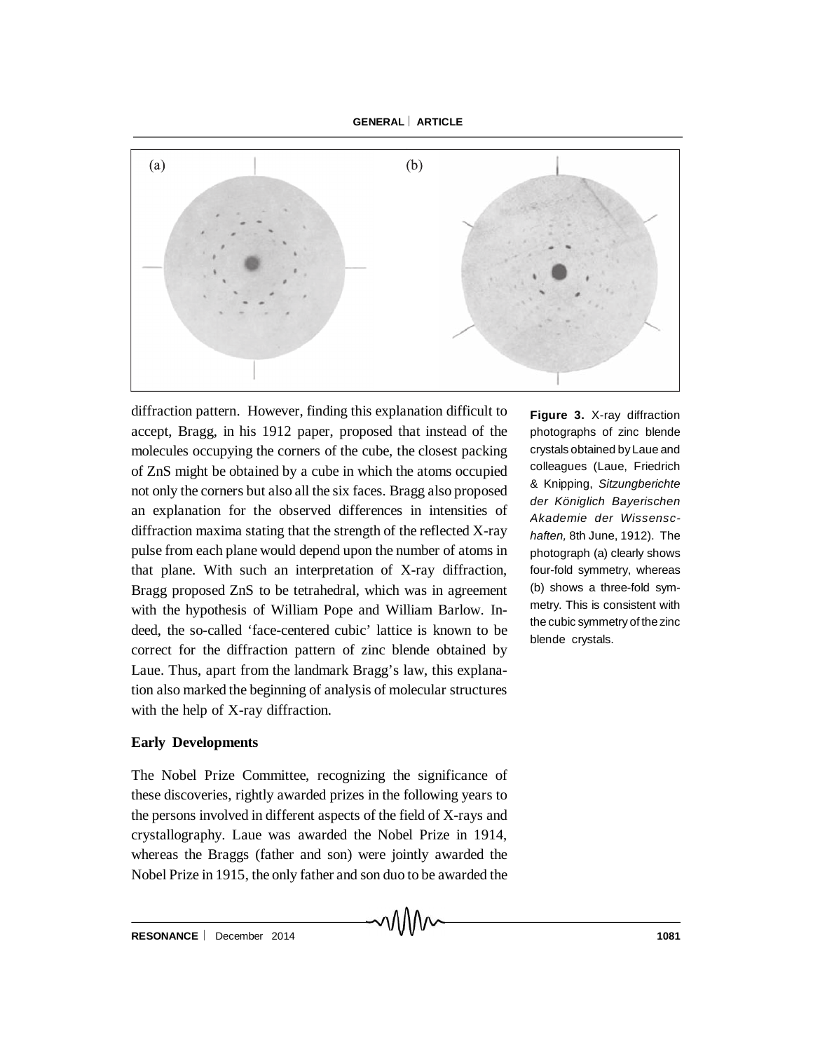(a) (b)

diffraction pattern. However, finding this explanation difficult to accept, Bragg, in his 1912 paper, proposed that instead of the molecules occupying the corners of the cube, the closest packing of ZnS might be obtained by a cube in which the atoms occupied not only the corners but also all the six faces. Bragg also proposed an explanation for the observed differences in intensities of diffraction maxima stating that the strength of the reflected X-ray pulse from each plane would depend upon the number of atoms in that plane. With such an interpretation of X-ray diffraction, Bragg proposed ZnS to be tetrahedral, which was in agreement with the hypothesis of William Pope and William Barlow. Indeed, the so-called 'face-centered cubic' lattice is known to be correct for the diffraction pattern of zinc blende obtained by Laue. Thus, apart from the landmark Bragg's law, this explanation also marked the beginning of analysis of molecular structures with the help of X-ray diffraction.

**Figure 3.** X-ray diffraction photographs of zinc blende crystals obtained by Laue and colleagues (Laue, Friedrich & Knipping, *Sitzungberichte der Königlich Bayerischen Akademie der Wissenschaften,* 8th June, 1912). The photograph (a) clearly shows four-fold symmetry, whereas (b) shows a three-fold symmetry. This is consistent with the cubic symmetry of the zinc blende crystals.

## Early Developments

The Nobel Prize Committee, recognizing the significance of these discoveries, rightly awarded prizes in the following years to the persons involved in different aspects of the field of X-rays and crystallography. Laue was awarded the Nobel Prize in 1914, whereas the Braggs (father and son) were jointly awarded the Nobel Prize in 1915, the only father and son duo to be awarded the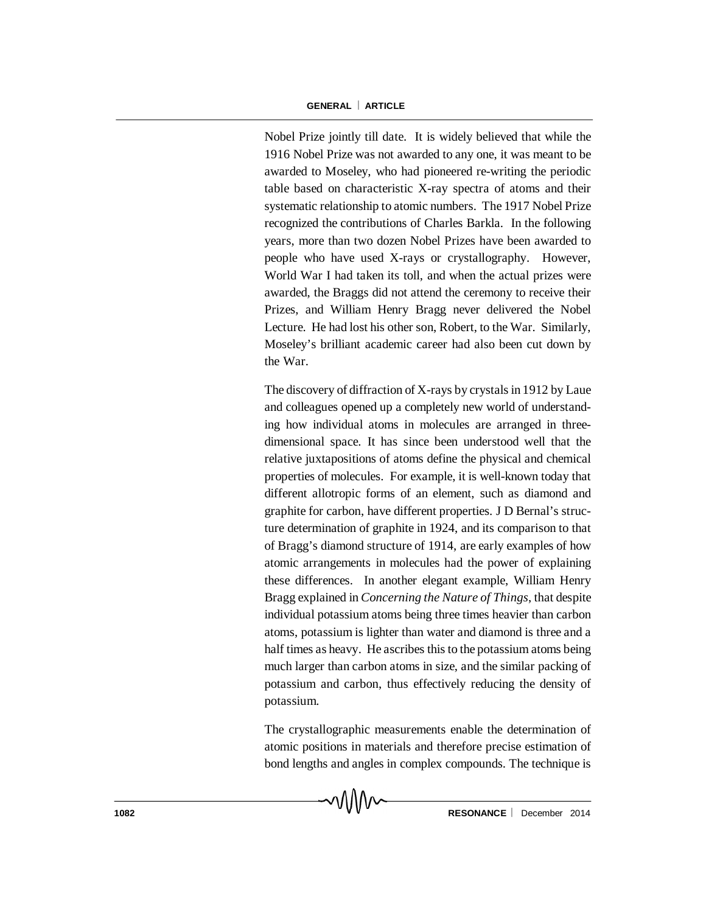Nobel Prize jointly till date. It is widely believed that while the 1916 Nobel Prize was not awarded to any one, it was meant to be awarded to Moseley, who had pioneered re-writing the periodic table based on characteristic X-ray spectra of atoms and their systematic relationship to atomic numbers. The 1917 Nobel Prize recognized the contributions of Charles Barkla. In the following years, more than two dozen Nobel Prizes have been awarded to people who have used X-rays or crystallography. However, World War I had taken its toll, and when the actual prizes were awarded, the Braggs did not attend the ceremony to receive their Prizes, and William Henry Bragg never delivered the Nobel Lecture. He had lost his other son, Robert, to the War. Similarly, Moseley's brilliant academic career had also been cut down by the War.

The discovery of diffraction of X-rays by crystals in 1912 by Laue and colleagues opened up a completely new world of understanding how individual atoms in molecules are arranged in three-dimensional space. It has since been understood well that the relative juxtapositions of atoms define the physical and chemical properties of molecules. For example, it is well-known today that different allotropic forms of an element, such as diamond and graphite for carbon, have different properties. J D Bernal's structure determination of graphite in 1924, and its comparison to that of Bragg's diamond structure of 1914, are early examples of how atomic arrangements in molecules had the power of explaining these differences. In another elegant example, William Henry Bragg explained in *Concerning the Nature of Things*, that despite individual potassium atoms being three times heavier than carbon atoms, potassium is lighter than water and diamond is three and a half times as heavy. He ascribes this to the potassium atoms being much larger than carbon atoms in size, and the similar packing of potassium and carbon, thus effectively reducing the density of potassium.

The crystallographic measurements enable the determination of atomic positions in materials and therefore precise estimation of bond lengths and angles in complex compounds. The technique is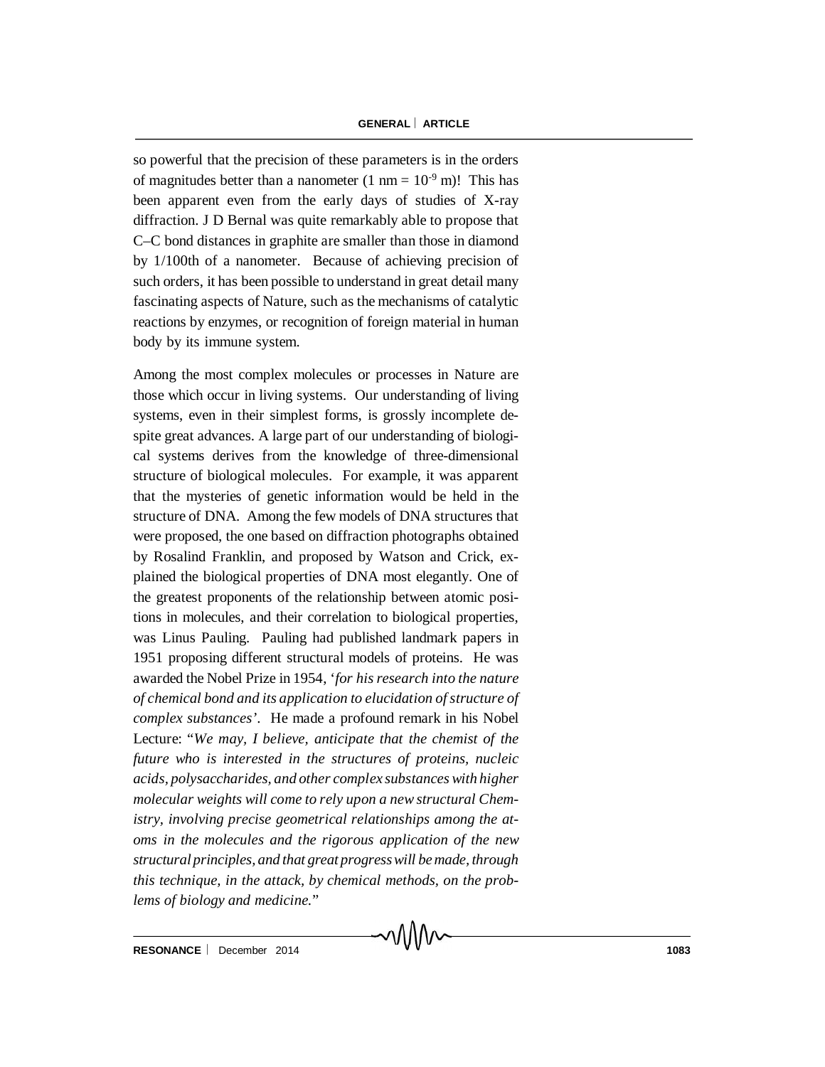so powerful that the precision of these parameters is in the orders of magnitudes better than a nanometer (1 nm = $10^{-9}$ m)! This has been apparent even from the early days of studies of X-ray diffraction. J D Bernal was quite remarkably able to propose that C–C bond distances in graphite are smaller than those in diamond by 1/100th of a nanometer. Because of achieving precision of such orders, it has been possible to understand in great detail many fascinating aspects of Nature, such as the mechanisms of catalytic reactions by enzymes, or recognition of foreign material in human body by its immune system.

Among the most complex molecules or processes in Nature are those which occur in living systems. Our understanding of living systems, even in their simplest forms, is grossly incomplete despite great advances. A large part of our understanding of biological systems derives from the knowledge of three-dimensional structure of biological molecules. For example, it was apparent that the mysteries of genetic information would be held in the structure of DNA. Among the few models of DNA structures that were proposed, the one based on diffraction photographs obtained by Rosalind Franklin, and proposed by Watson and Crick, explained the biological properties of DNA most elegantly. One of the greatest proponents of the relationship between atomic positions in molecules, and their correlation to biological properties, was Linus Pauling. Pauling had published landmark papers in 1951 proposing different structural models of proteins. He was awarded the Nobel Prize in 1954, '*for his research into the nature of chemical bond and its application to elucidation of structure of complex substances*'. He made a profound remark in his Nobel Lecture: "*We may, I believe, anticipate that the chemist of the future who is interested in the structures of proteins, nucleic acids, polysaccharides, and other complex substances with higher molecular weights will come to rely upon a new structural Chemistry, involving precise geometrical relationships among the atoms in the molecules and the rigorous application of the new structural principles, and that great progress will be made, through this technique, in the attack, by chemical methods, on the problems of biology and medicine.*"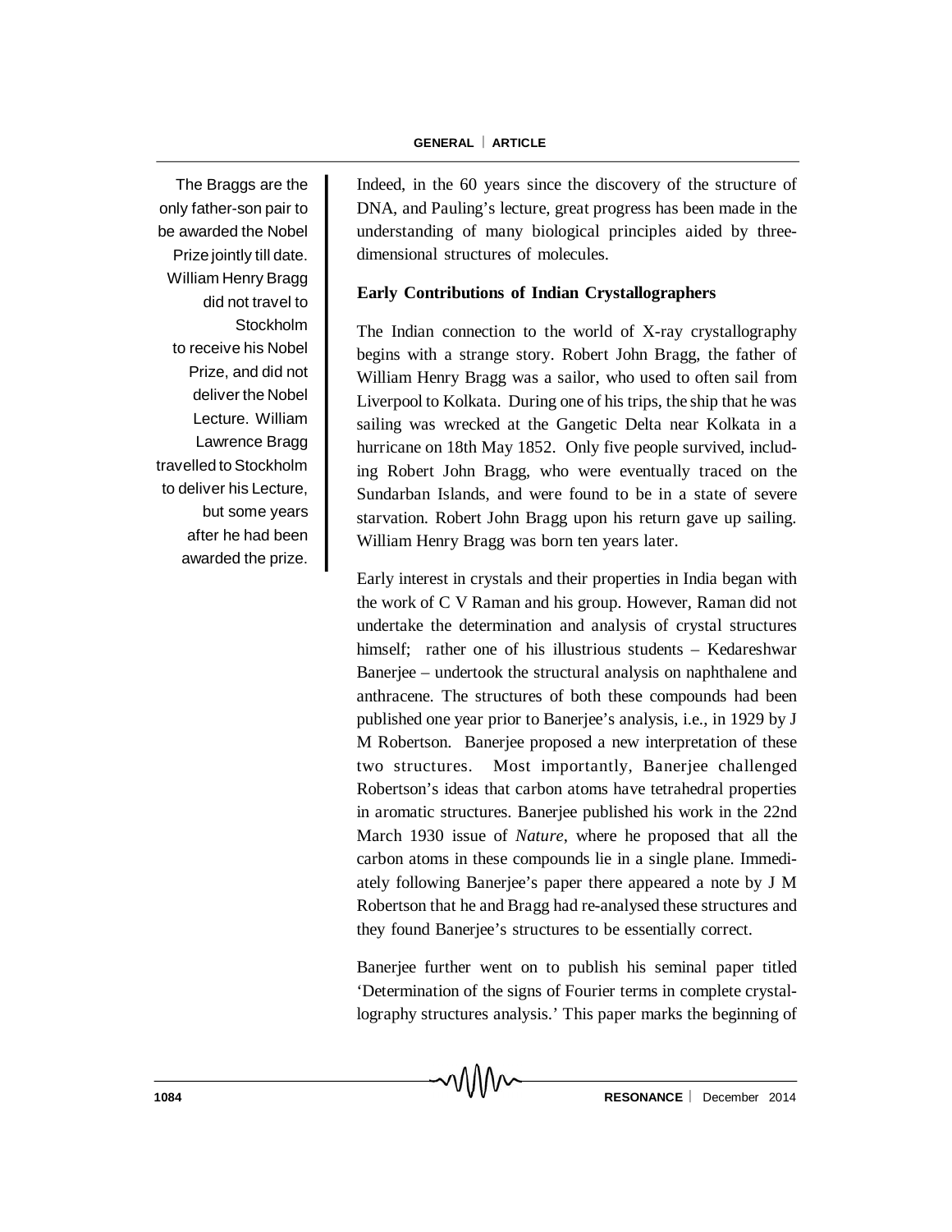The Braggs are the only father-son pair to be awarded the Nobel Prize jointly till date. William Henry Bragg did not travel to Stockholm to receive his Nobel Prize, and did not deliver the Nobel Lecture. William Lawrence Bragg travelled to Stockholm to deliver his Lecture, but some years after he had been awarded the prize.

Indeed, in the 60 years since the discovery of the structure of DNA, and Pauling's lecture, great progress has been made in the understanding of many biological principles aided by three-dimensional structures of molecules.

**Early Contributions of Indian Crystallographers**

The Indian connection to the world of X-ray crystallography begins with a strange story. Robert John Bragg, the father of William Henry Bragg was a sailor, who used to often sail from Liverpool to Kolkata. During one of his trips, the ship that he was sailing was wrecked at the Gangetic Delta near Kolkata in a hurricane on 18th May 1852. Only five people survived, including Robert John Bragg, who were eventually traced on the Sundarban Islands, and were found to be in a state of severe starvation. Robert John Bragg upon his return gave up sailing. William Henry Bragg was born ten years later.

Early interest in crystals and their properties in India began with the work of C V Raman and his group. However, Raman did not undertake the determination and analysis of crystal structures himself; rather one of his illustrious students – Kedareshwar Banerjee – undertook the structural analysis on naphthalene and anthracene. The structures of both these compounds had been published one year prior to Banerjee's analysis, i.e., in 1929 by J M Robertson. Banerjee proposed a new interpretation of these two structures. Most importantly, Banerjee challenged Robertson's ideas that carbon atoms have tetrahedral properties in aromatic structures. Banerjee published his work in the 22nd March 1930 issue of *Nature*, where he proposed that all the carbon atoms in these compounds lie in a single plane. Immediately following Banerjee's paper there appeared a note by J M Robertson that he and Bragg had re-analysed these structures and they found Banerjee's structures to be essentially correct.

Banerjee further went on to publish his seminal paper titled 'Determination of the signs of Fourier terms in complete crystallography structures analysis.' This paper marks the beginning of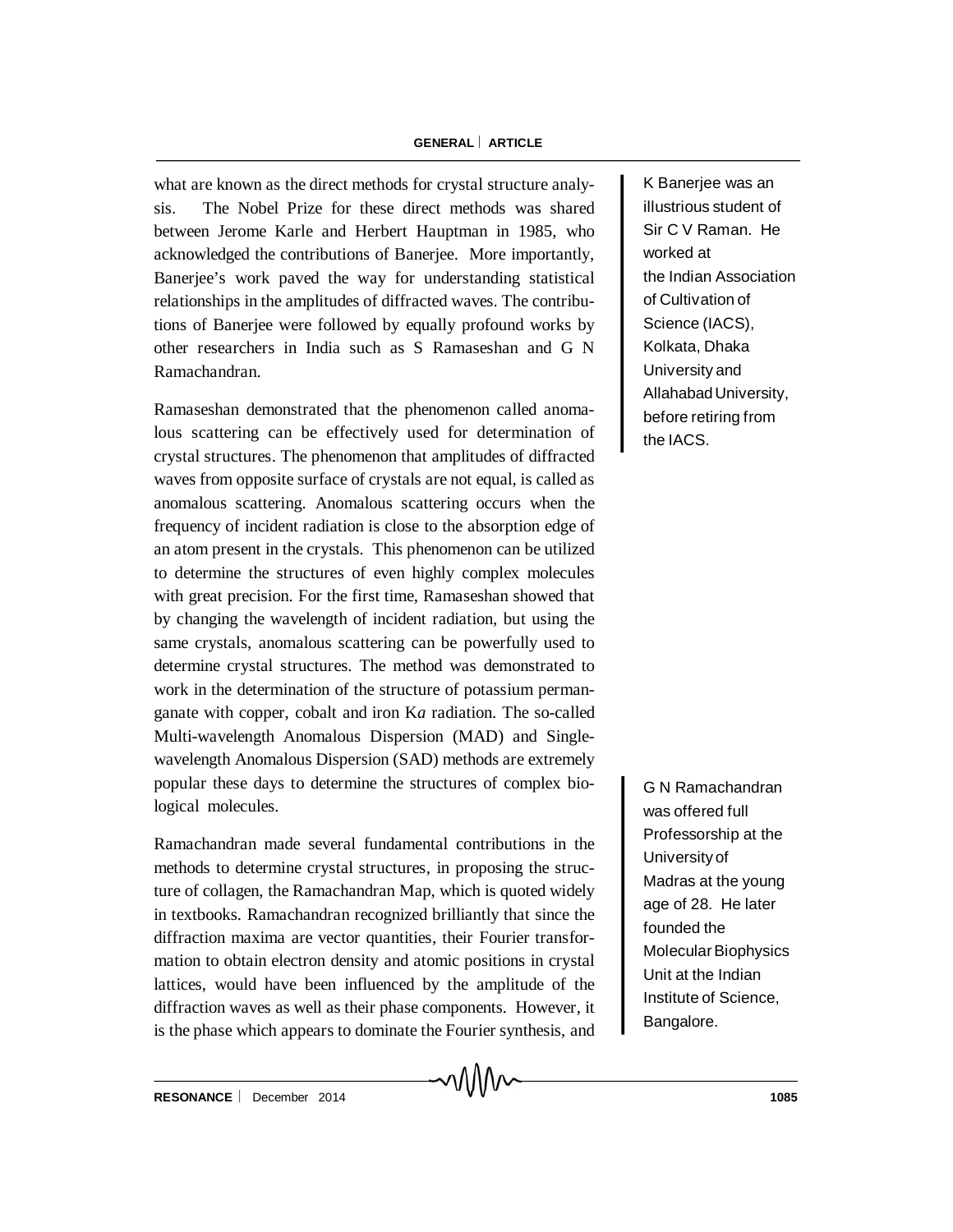what are known as the direct methods for crystal structure analysis. The Nobel Prize for these direct methods was shared between Jerome Karle and Herbert Hauptman in 1985, who acknowledged the contributions of Banerjee. More importantly, Banerjee's work paved the way for understanding statistical relationships in the amplitudes of diffracted waves. The contributions of Banerjee were followed by equally profound works by other researchers in India such as S Ramaseshan and G N Ramachandran.

K Banerjee was an illustrious student of Sir C V Raman. He worked at the Indian Association of Cultivation of Science (IACS), Kolkata, Dhaka University and Allahabad University, before retiring from the IACS.

Ramaseshan demonstrated that the phenomenon called anomalous scattering can be effectively used for determination of crystal structures. The phenomenon that amplitudes of diffracted waves from opposite surface of crystals are not equal, is called as anomalous scattering. Anomalous scattering occurs when the frequency of incident radiation is close to the absorption edge of an atom present in the crystals. This phenomenon can be utilized to determine the structures of even highly complex molecules with great precision. For the first time, Ramaseshan showed that by changing the wavelength of incident radiation, but using the same crystals, anomalous scattering can be powerfully used to determine crystal structures. The method was demonstrated to work in the determination of the structure of potassium permanganate with copper, cobalt and iron K$\alpha$ radiation. The so-called Multi-wavelength Anomalous Dispersion (MAD) and Single-wavelength Anomalous Dispersion (SAD) methods are extremely popular these days to determine the structures of complex biological molecules.

G N Ramachandran was offered full Professorship at the University of Madras at the young age of 28. He later founded the Molecular Biophysics Unit at the Indian Institute of Science, Bangalore.

Ramachandran made several fundamental contributions in the methods to determine crystal structures, in proposing the structure of collagen, the Ramachandran Map, which is quoted widely in textbooks. Ramachandran recognized brilliantly that since the diffraction maxima are vector quantities, their Fourier transformation to obtain electron density and atomic positions in crystal lattices, would have been influenced by the amplitude of the diffraction waves as well as their phase components. However, it is the phase which appears to dominate the Fourier synthesis, and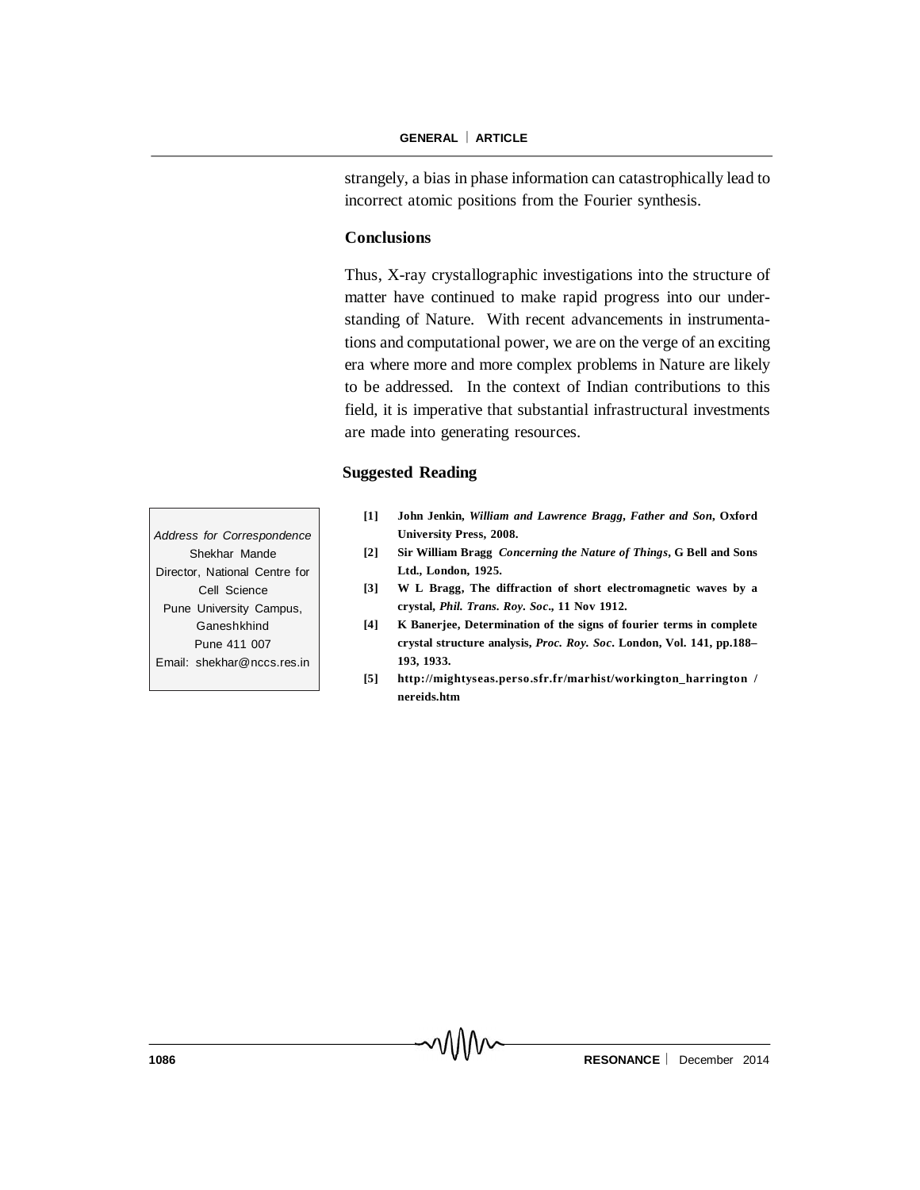strangely, a bias in phase information can catastrophically lead to incorrect atomic positions from the Fourier synthesis.

## Conclusions

Thus, X-ray crystallographic investigations into the structure of matter have continued to make rapid progress into our understanding of Nature. With recent advancements in instrumentations and computational power, we are on the verge of an exciting era where more and more complex problems in Nature are likely to be addressed. In the context of Indian contributions to this field, it is imperative that substantial infrastructural investments are made into generating resources.

## Suggested Reading

**[1] John Jenkin, *William and Lawrence Bragg, Father and Son*, Oxford University Press, 2008.**

**[2] Sir William Bragg *Concerning the Nature of Things*, G Bell and Sons Ltd., London, 1925.**

**[3] W L Bragg, The diffraction of short electromagnetic waves by a crystal, *Phil. Trans. Roy. Soc*., 11 Nov 1912.**

**[4] K Banerjee, Determination of the signs of fourier terms in complete crystal structure analysis, *Proc. Roy. Soc*. London, Vol. 141, pp.188–193, 1933.**

**[5] http://mightyseas.perso.sfr.fr/marhist/workington_harrington / nereids.htm**

*Address for Correspondence*
Shekhar Mande
Director, National Centre for Cell Science
Pune University Campus, Ganeshkhind
Pune 411 007
Email: shekhar@nccs.res.in